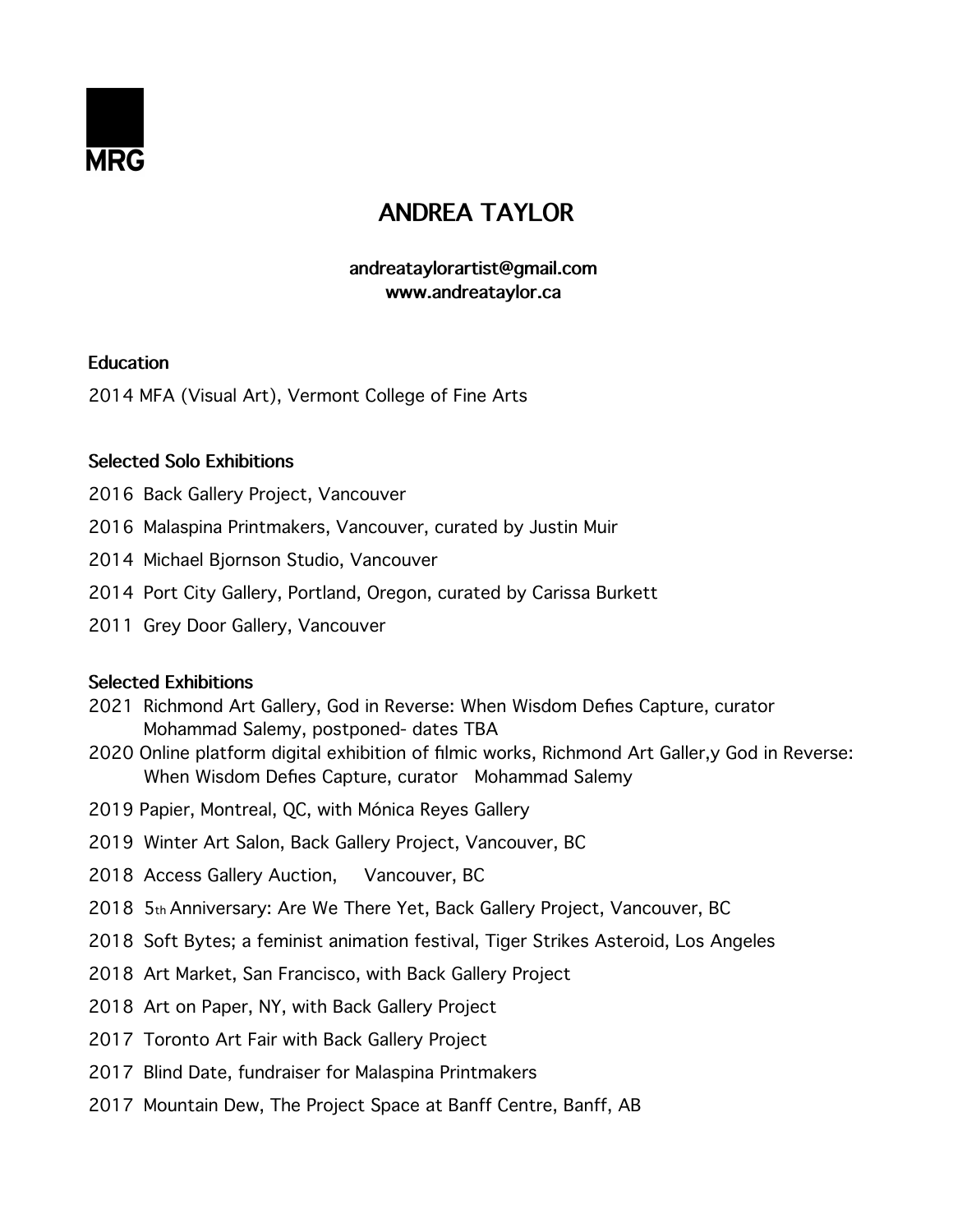MRG

# ANDREA TAYLOR

**andreataylorartist@gmail.com**
**www.andreataylor.ca**

## Education

2014 MFA (Visual Art), Vermont College of Fine Arts

## Selected Solo Exhibitions

2016 Back Gallery Project, Vancouver

2016 Malaspina Printmakers, Vancouver, curated by Justin Muir

2014 Michael Bjornson Studio, Vancouver

2014 Port City Gallery, Portland, Oregon, curated by Carissa Burkett

2011 Grey Door Gallery, Vancouver

## Selected Exhibitions

2021 Richmond Art Gallery, God in Reverse: When Wisdom Defies Capture, curator Mohammad Salemy, postponed- dates TBA

2020 Online platform digital exhibition of filmic works, Richmond Art Galler,y God in Reverse: When Wisdom Defies Capture, curator Mohammad Salemy

2019 Papier, Montreal, QC, with Mónica Reyes Gallery

2019 Winter Art Salon, Back Gallery Project, Vancouver, BC

2018 Access Gallery Auction, Vancouver, BC

2018 5th Anniversary: Are We There Yet, Back Gallery Project, Vancouver, BC

2018 Soft Bytes; a feminist animation festival, Tiger Strikes Asteroid, Los Angeles

2018 Art Market, San Francisco, with Back Gallery Project

2018 Art on Paper, NY, with Back Gallery Project

2017 Toronto Art Fair with Back Gallery Project

2017 Blind Date, fundraiser for Malaspina Printmakers

2017 Mountain Dew, The Project Space at Banff Centre, Banff, AB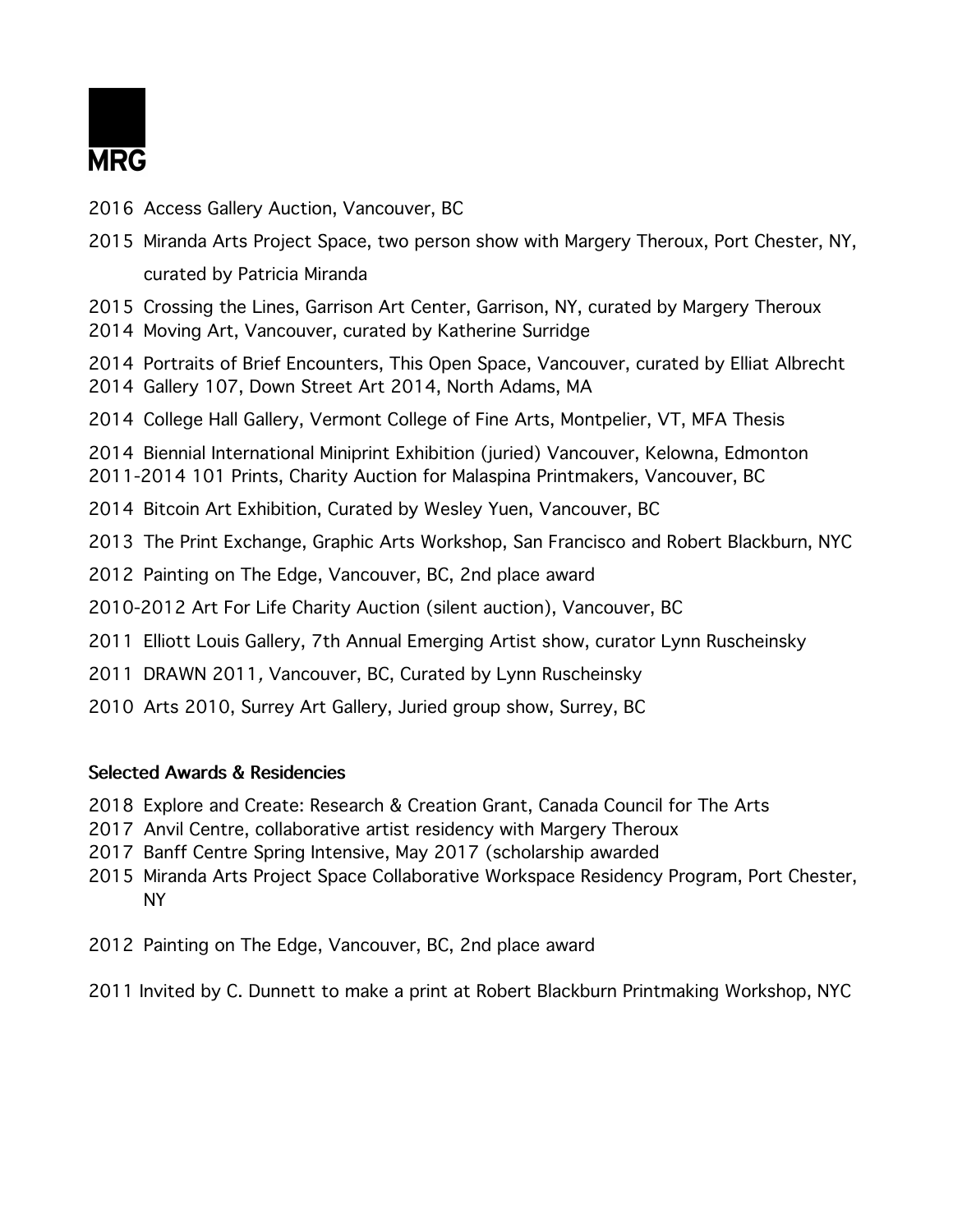2016 Access Gallery Auction, Vancouver, BC

2015 Miranda Arts Project Space, two person show with Margery Theroux, Port Chester, NY, curated by Patricia Miranda

2015 Crossing the Lines, Garrison Art Center, Garrison, NY, curated by Margery Theroux

2014 Moving Art, Vancouver, curated by Katherine Surridge

2014 Portraits of Brief Encounters, This Open Space, Vancouver, curated by Elliat Albrecht

2014 Gallery 107, Down Street Art 2014, North Adams, MA

2014 College Hall Gallery, Vermont College of Fine Arts, Montpelier, VT, MFA Thesis

2014 Biennial International Miniprint Exhibition (juried) Vancouver, Kelowna, Edmonton

2011-2014 101 Prints, Charity Auction for Malaspina Printmakers, Vancouver, BC

2014 Bitcoin Art Exhibition, Curated by Wesley Yuen, Vancouver, BC

2013 The Print Exchange, Graphic Arts Workshop, San Francisco and Robert Blackburn, NYC

2012 Painting on The Edge, Vancouver, BC, 2nd place award

2010-2012 Art For Life Charity Auction (silent auction), Vancouver, BC

2011 Elliott Louis Gallery, 7th Annual Emerging Artist show, curator Lynn Ruscheinsky

2011 DRAWN 2011, Vancouver, BC, Curated by Lynn Ruscheinsky

2010 Arts 2010, Surrey Art Gallery, Juried group show, Surrey, BC

### Selected Awards & Residencies

2018 Explore and Create: Research & Creation Grant, Canada Council for The Arts

2017 Anvil Centre, collaborative artist residency with Margery Theroux

2017 Banff Centre Spring Intensive, May 2017 (scholarship awarded

2015 Miranda Arts Project Space Collaborative Workspace Residency Program, Port Chester, NY

2012 Painting on The Edge, Vancouver, BC, 2nd place award

2011 Invited by C. Dunnett to make a print at Robert Blackburn Printmaking Workshop, NYC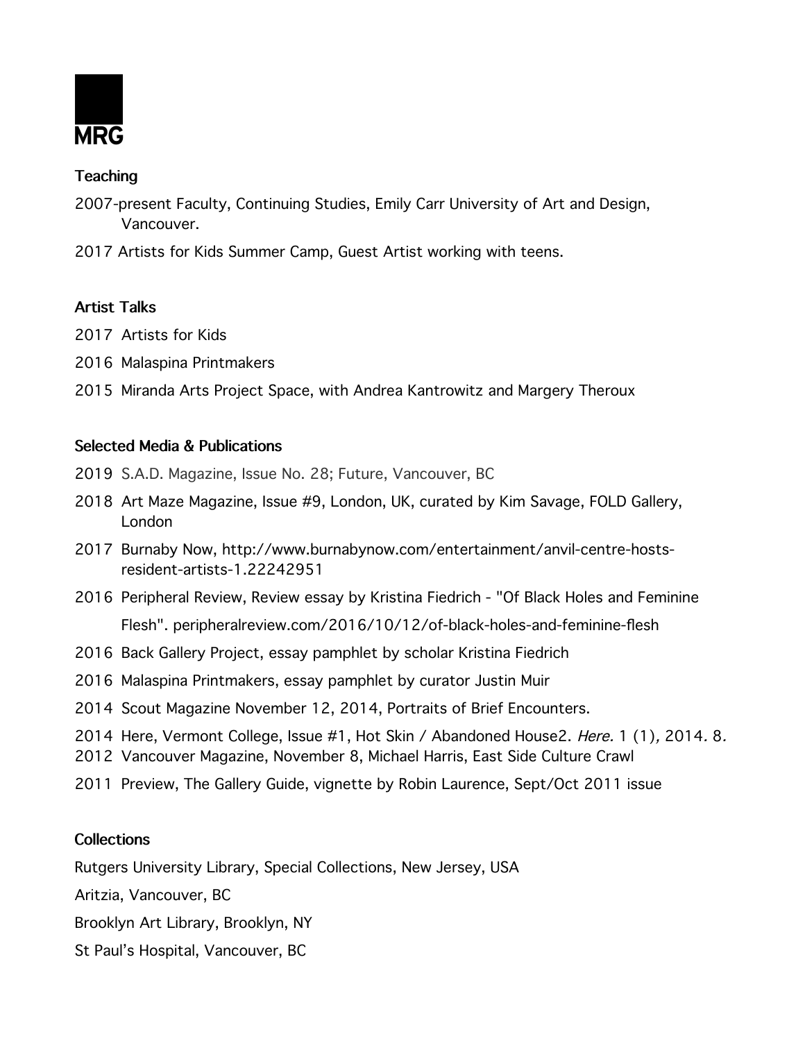MRG

### Teaching

2007-present Faculty, Continuing Studies, Emily Carr University of Art and Design, Vancouver.

2017 Artists for Kids Summer Camp, Guest Artist working with teens.

### Artist Talks

2017 Artists for Kids

2016 Malaspina Printmakers

2015 Miranda Arts Project Space, with Andrea Kantrowitz and Margery Theroux

### Selected Media & Publications

2019 S.A.D. Magazine, Issue No. 28; Future, Vancouver, BC

2018 Art Maze Magazine, Issue #9, London, UK, curated by Kim Savage, FOLD Gallery, London

2017 Burnaby Now, http://www.burnabynow.com/entertainment/anvil-centre-hosts-resident-artists-1.22242951

2016 Peripheral Review, Review essay by Kristina Fiedrich - "Of Black Holes and Feminine Flesh". peripheralreview.com/2016/10/12/of-black-holes-and-feminine-flesh

2016 Back Gallery Project, essay pamphlet by scholar Kristina Fiedrich

2016 Malaspina Printmakers, essay pamphlet by curator Justin Muir

2014 Scout Magazine November 12, 2014, Portraits of Brief Encounters.

2014 Here, Vermont College, Issue #1, Hot Skin / Abandoned House2. *Here.* 1 (1), 2014. 8.

2012 Vancouver Magazine, November 8, Michael Harris, East Side Culture Crawl

2011 Preview, The Gallery Guide, vignette by Robin Laurence, Sept/Oct 2011 issue

### Collections

Rutgers University Library, Special Collections, New Jersey, USA

Aritzia, Vancouver, BC

Brooklyn Art Library, Brooklyn, NY

St Paul's Hospital, Vancouver, BC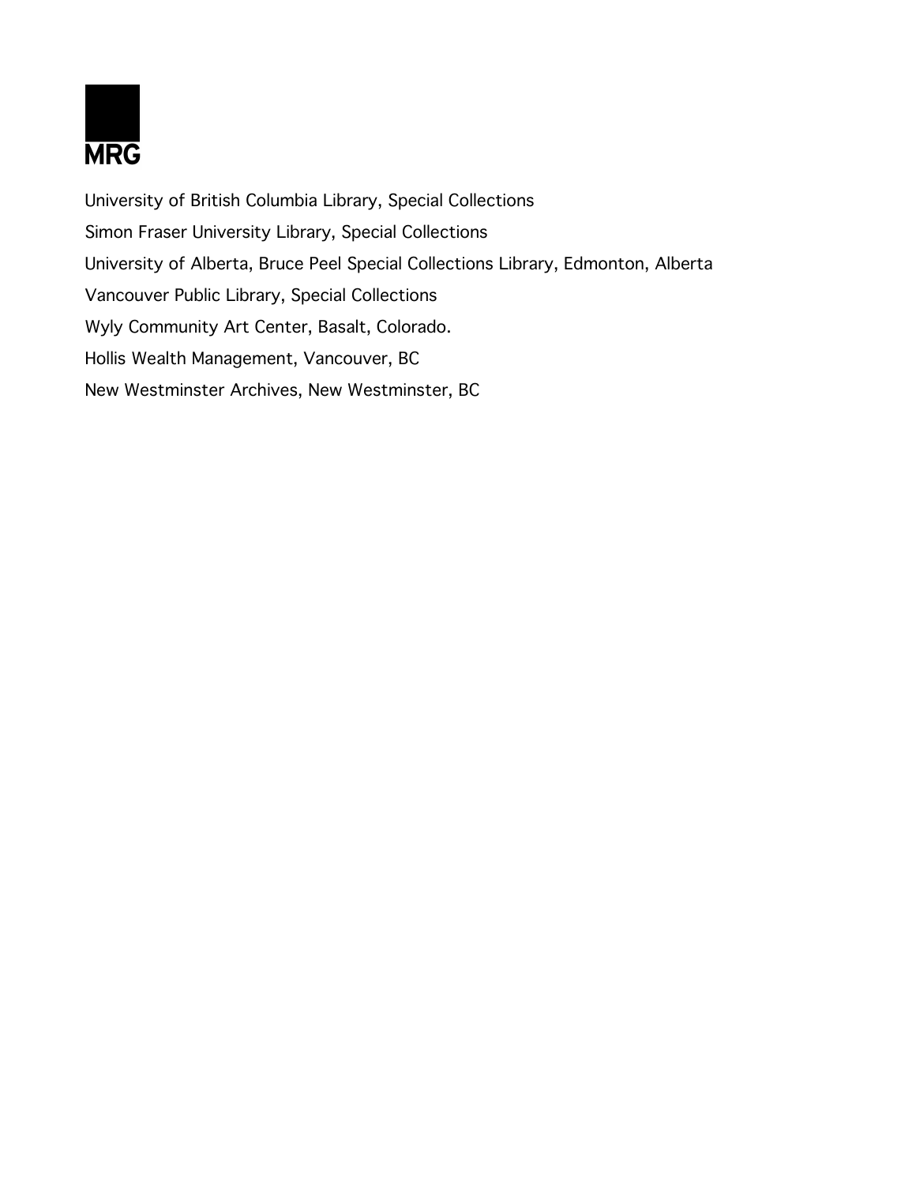MRG

University of British Columbia Library, Special Collections

Simon Fraser University Library, Special Collections

University of Alberta, Bruce Peel Special Collections Library, Edmonton, Alberta

Vancouver Public Library, Special Collections

Wyly Community Art Center, Basalt, Colorado.

Hollis Wealth Management, Vancouver, BC

New Westminster Archives, New Westminster, BC